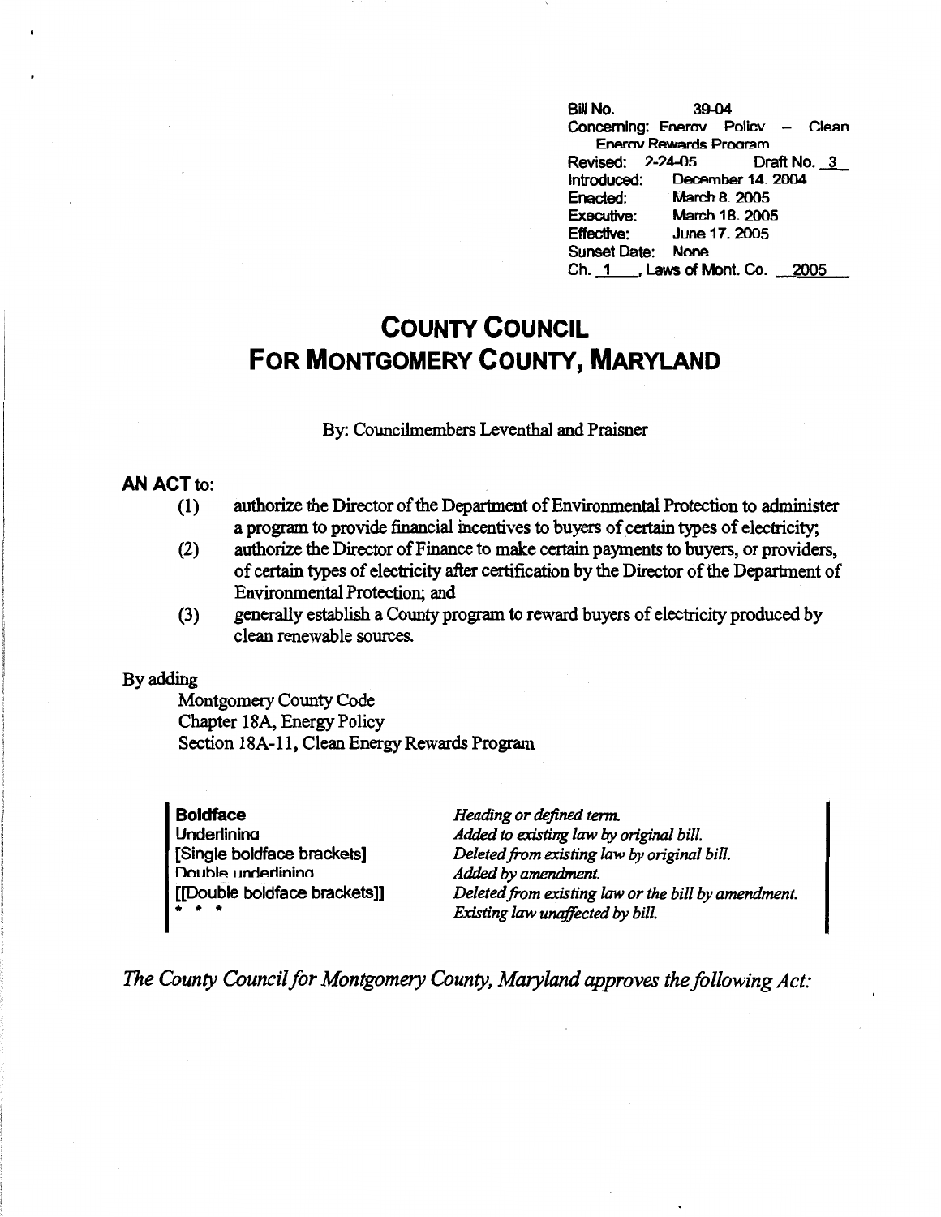Bill No. 39-04
Concerning: Energy Policy – Clean Energy Rewards Program
Revised: 2-24-05 Draft No. 3
Introduced: December 14, 2004
Enacted: March 8, 2005
Executive: March 18, 2005
Effective: June 17, 2005
Sunset Date: None
Ch. 1, Laws of Mont. Co. 2005

# COUNTY COUNCIL
# FOR MONTGOMERY COUNTY, MARYLAND

By: Councilmembers Leventhal and Praisner

**AN ACT** to:

(1) authorize the Director of the Department of Environmental Protection to administer a program to provide financial incentives to buyers of certain types of electricity;

(2) authorize the Director of Finance to make certain payments to buyers, or providers, of certain types of electricity after certification by the Director of the Department of Environmental Protection; and

(3) generally establish a County program to reward buyers of electricity produced by clean renewable sources.

By adding

Montgomery County Code
Chapter 18A, Energy Policy
Section 18A-11, Clean Energy Rewards Program

| | |
|---|---|
| **Boldface** | *Heading or defined term.* |
| Underlining | *Added to existing law by original bill.* |
| [Single boldface brackets] | *Deleted from existing law by original bill.* |
| Double underlining | *Added by amendment.* |
| [[Double boldface brackets]] | *Deleted from existing law or the bill by amendment.* |
| * * * | *Existing law unaffected by bill.* |

*The County Council for Montgomery County, Maryland approves the following Act:*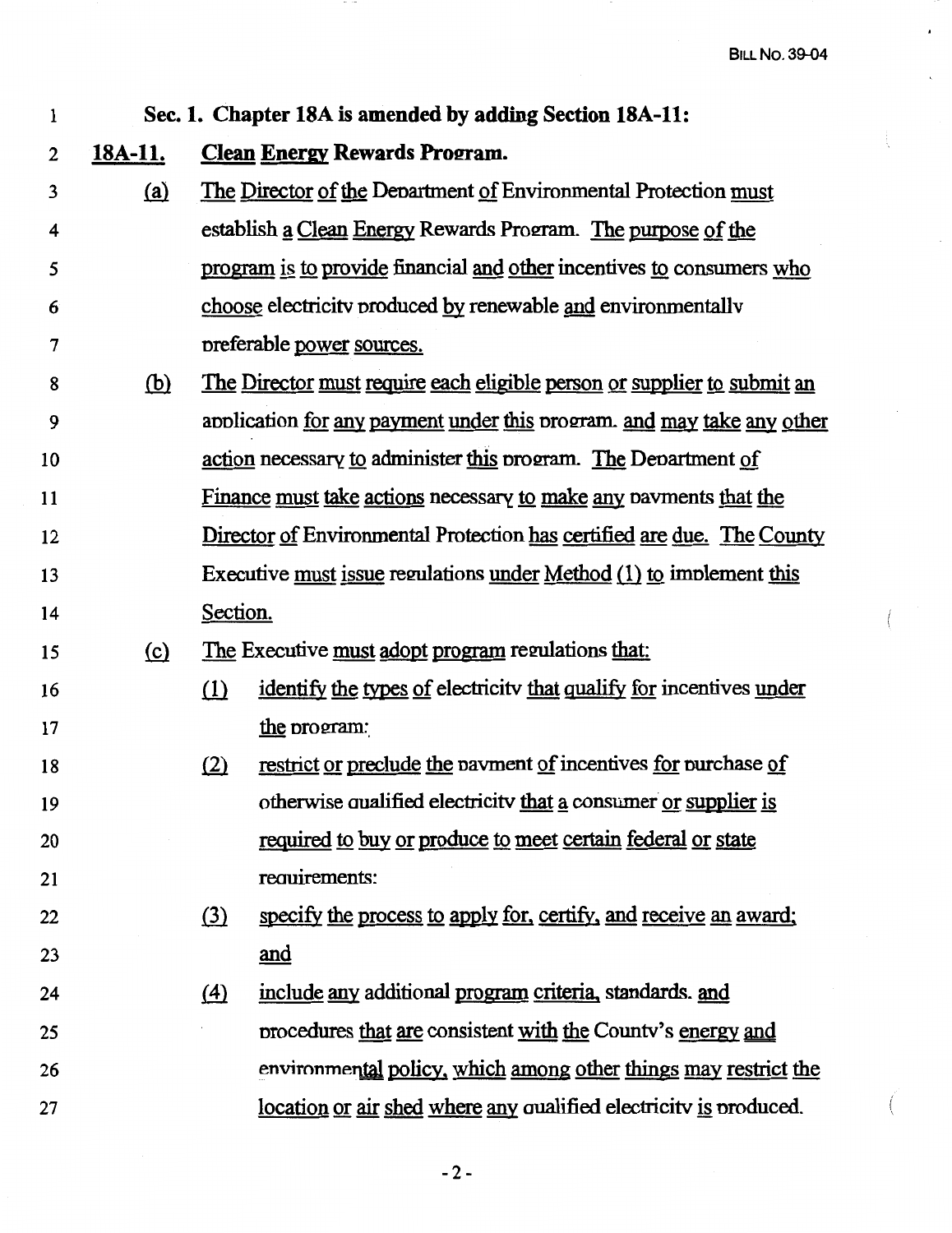**Sec. 1. Chapter 18A is amended by adding Section 18A-11:**

**18A-11. Clean Energy Rewards Program.**

(a) The Director of the Department of Environmental Protection must establish a Clean Energy Rewards Program. The purpose of the program is to provide financial and other incentives to consumers who choose electricity produced by renewable and environmentally preferable power sources.

(b) The Director must require each eligible person or supplier to submit an application for any payment under this program, and may take any other action necessary to administer this program. The Department of Finance must take actions necessary to make any payments that the Director of Environmental Protection has certified are due. The County Executive must issue regulations under Method (1) to implement this Section.

(c) The Executive must adopt program regulations that:

(1) identify the types of electricity that qualify for incentives under the program;

(2) restrict or preclude the payment of incentives for purchase of otherwise qualified electricity that a consumer or supplier is required to buy or produce to meet certain federal or state requirements;

(3) specify the process to apply for, certify, and receive an award; and

(4) include any additional program criteria, standards, and procedures that are consistent with the County's energy and environmental policy, which among other things may restrict the location or air shed where any qualified electricity is produced.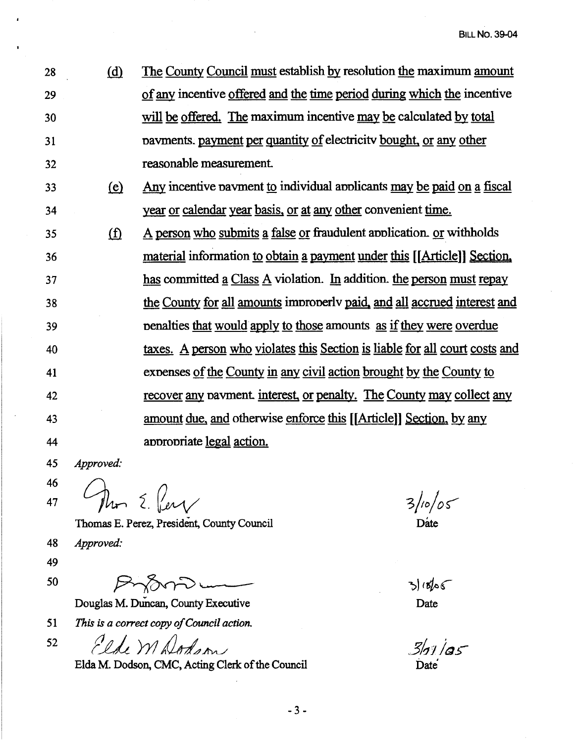28 (d) The County Council must establish by resolution the maximum amount
29 of any incentive offered and the time period during which the incentive
30 will be offered. The maximum incentive may be calculated by total
31 payments, payment per quantity of electricity bought, or any other
32 reasonable measurement.

33 (e) Any incentive payment to individual applicants may be paid on a fiscal
34 year or calendar year basis, or at any other convenient time.

35 (f) A person who submits a false or fraudulent application, or withholds
36 material information to obtain a payment under this [[Article]] Section,
37 has committed a Class A violation. In addition, the person must repay
38 the County for all amounts improperly paid, and all accrued interest and
39 penalties that would apply to those amounts as if they were overdue
40 taxes. A person who violates this Section is liable for all court costs and
41 expenses of the County in any civil action brought by the County to
42 recover any payment, interest, or penalty. The County may collect any
43 amount due, and otherwise enforce this [[Article]] Section, by any
44 appropriate legal action.

45 *Approved:*

46

47 Thomas E. Perez, President, County Council — 3/10/05 Date

48 *Approved:*

49

50 Douglas M. Duncan, County Executive — 3/18/05 Date

51 *This is a correct copy of Council action.*

52 Elda M. Dodson, CMC, Acting Clerk of the Council — 3/21/05 Date